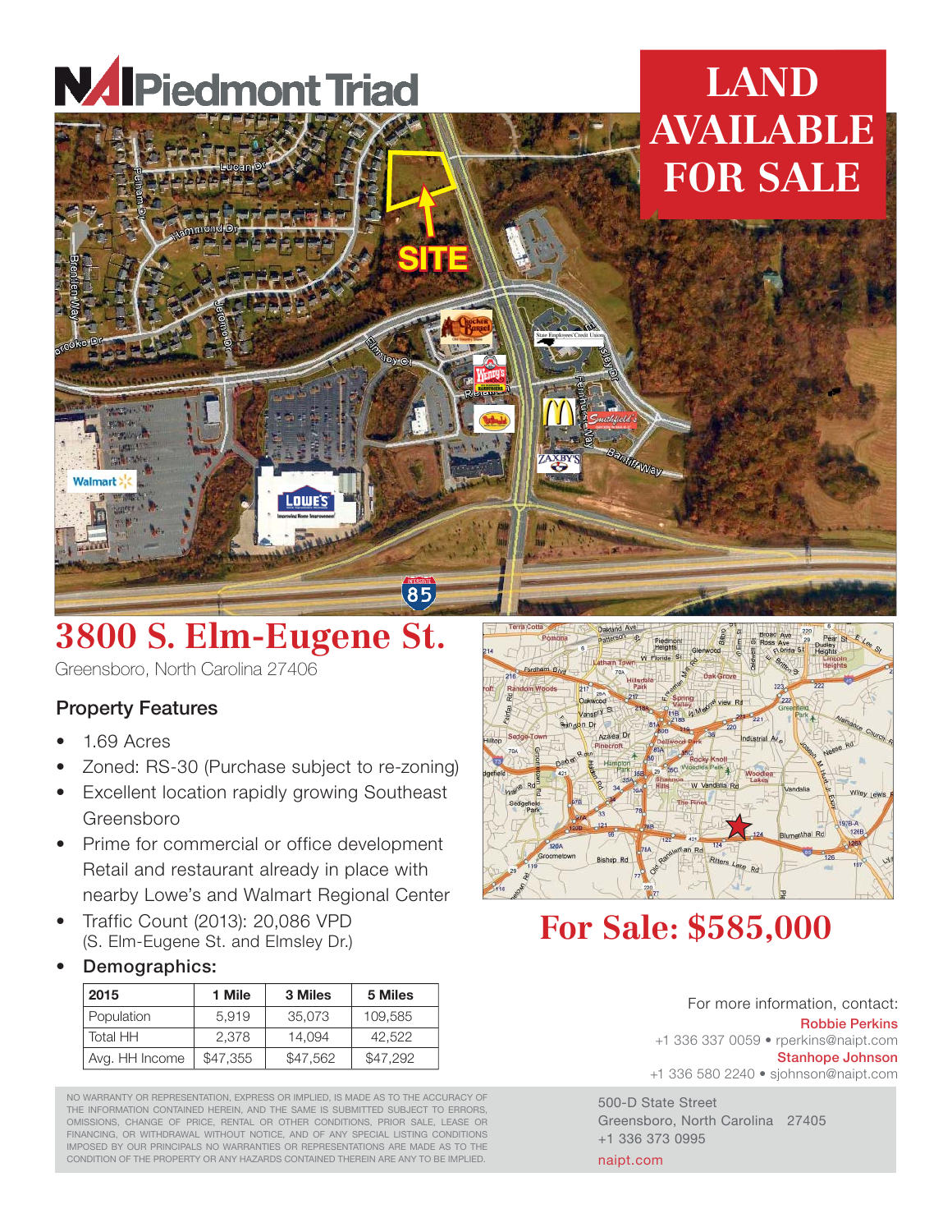NAI Piedmont Triad

# LAND AVAILABLE FOR SALE

# 3800 S. Elm-Eugene St.

Greensboro, North Carolina 27406

## Property Features

- 1.69 Acres
- Zoned: RS-30 (Purchase subject to re-zoning)
- Excellent location rapidly growing Southeast Greensboro
- Prime for commercial or office development Retail and restaurant already in place with nearby Lowe's and Walmart Regional Center
- Traffic Count (2013): 20,086 VPD (S. Elm-Eugene St. and Elmsley Dr.)
- **Demographics:**

| 2015 | 1 Mile | 3 Miles | 5 Miles |
|---|---|---|---|
| Population | 5,919 | 35,073 | 109,585 |
| Total HH | 2,378 | 14,094 | 42,522 |
| Avg. HH Income | $47,355 | $47,562 | $47,292 |

## For Sale: $585,000

For more information, contact:

**Robbie Perkins**
+1 336 337 0059 • rperkins@naipt.com

**Stanhope Johnson**
+1 336 580 2240 • sjohnson@naipt.com

NO WARRANTY OR REPRESENTATION, EXPRESS OR IMPLIED, IS MADE AS TO THE ACCURACY OF THE INFORMATION CONTAINED HEREIN, AND THE SAME IS SUBMITTED SUBJECT TO ERRORS, OMISSIONS, CHANGE OF PRICE, RENTAL OR OTHER CONDITIONS, PRIOR SALE, LEASE OR FINANCING, OR WITHDRAWAL WITHOUT NOTICE, AND OF ANY SPECIAL LISTING CONDITIONS IMPOSED BY OUR PRINCIPALS NO WARRANTIES OR REPRESENTATIONS ARE MADE AS TO THE CONDITION OF THE PROPERTY OR ANY HAZARDS CONTAINED THEREIN ARE ANY TO BE IMPLIED.

500-D State Street
Greensboro, North Carolina 27405
+1 336 373 0995
naipt.com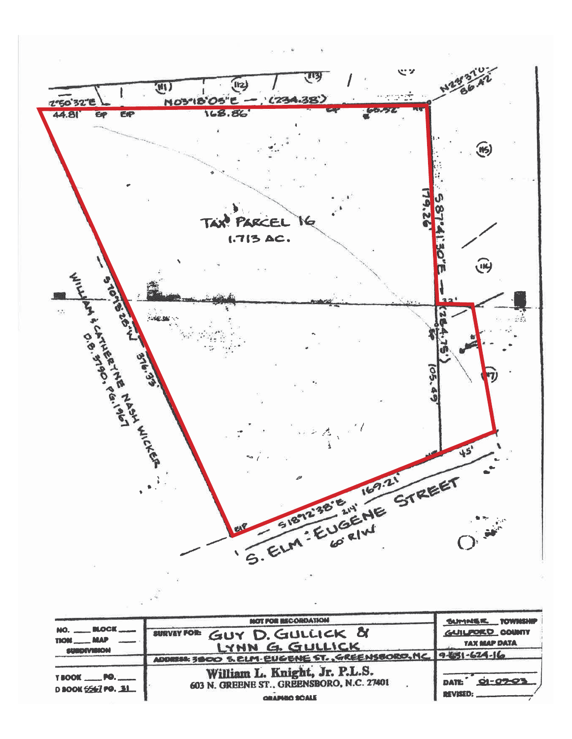2°50'32"E

44.81'

EP

EIP

(111)

(112)

(113)

N03°18'05"E — (234.38')

168.86'

EP

65.52'

N23°37'0"
86.42'

(115)

179.26'

S87°41'30"E

(116)

TAX PARCEL 16
1.713 AC.

S 70°13'28"W

376.33'

WILLIAM & CATHERYNE NASH WICKER
D.B. 3790, PG. 1967

33'

(284.75')

105.49'

(117)

45'

169.21'

214'

S18°12'38"E

EIP

S. ELM - EUGENE STREET
60' R/W

| | | |
|---|---|---|
| NO. ___ BLOCK ___<br>TION ___ MAP ___<br>SUBDIVISION | NOT FOR RECORDATION<br>SURVEY FOR: GUY D. GULLICK & LYNN G. GULLICK | SUMNER TOWNSHIP<br>GUILFORD COUNTY<br>TAX MAP DATA |
| | ADDRESS: 3800 S. ELM-EUGENE ST., GREENSBORO, NC | 9-831-624-16 |
| T BOOK ___ PG. ___<br>D BOOK 5547 PG. 31 | William L. Knight, Jr. P.L.S.<br>603 N. GREENE ST., GREENSBORO, N.C. 27401<br>GRAPHIC SCALE | DATE: 01-07-03<br>REVISED: |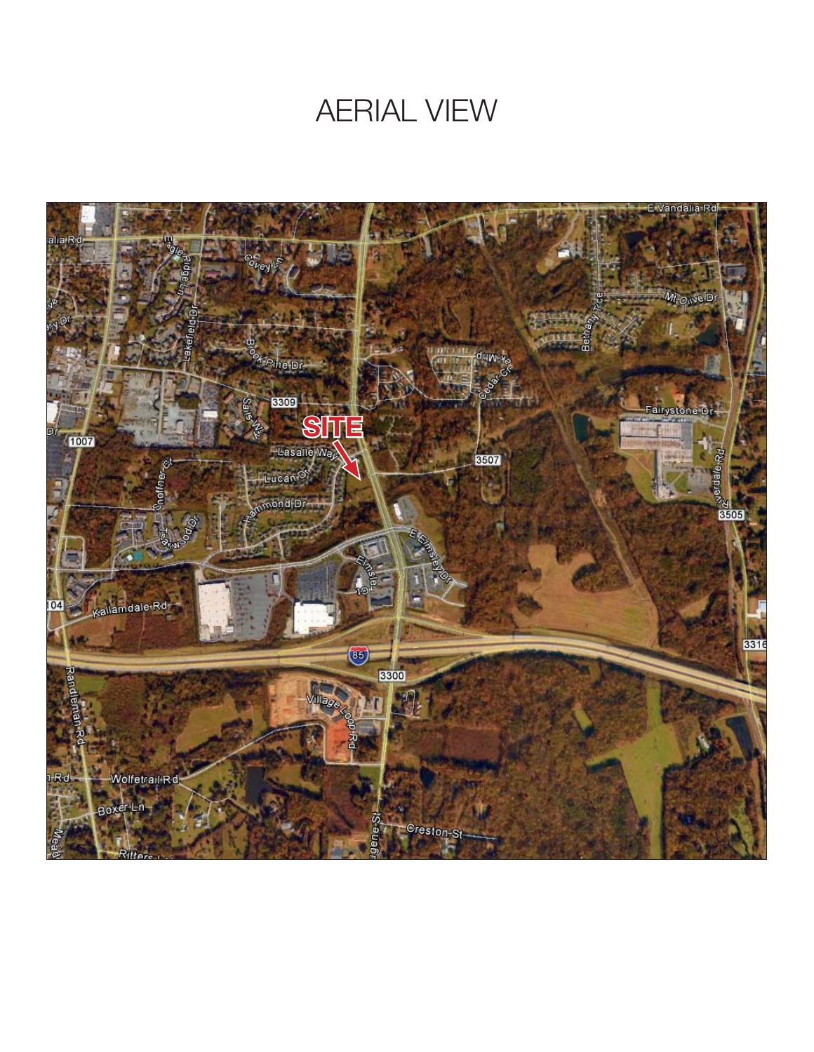# AERIAL VIEW

E Vandalia Rd

SITE

Lasalle Way

Lucan Dr

Hammond Dr

3309

3507

1007

Fairystone Dr

Riverdale Rd

3505

E Elmsley Dr

Kallamdale Rd

85

3300

3316

Village Loop Rd

Wolfetrail Rd

Boxer Ln

Creston St

Randleman Rd